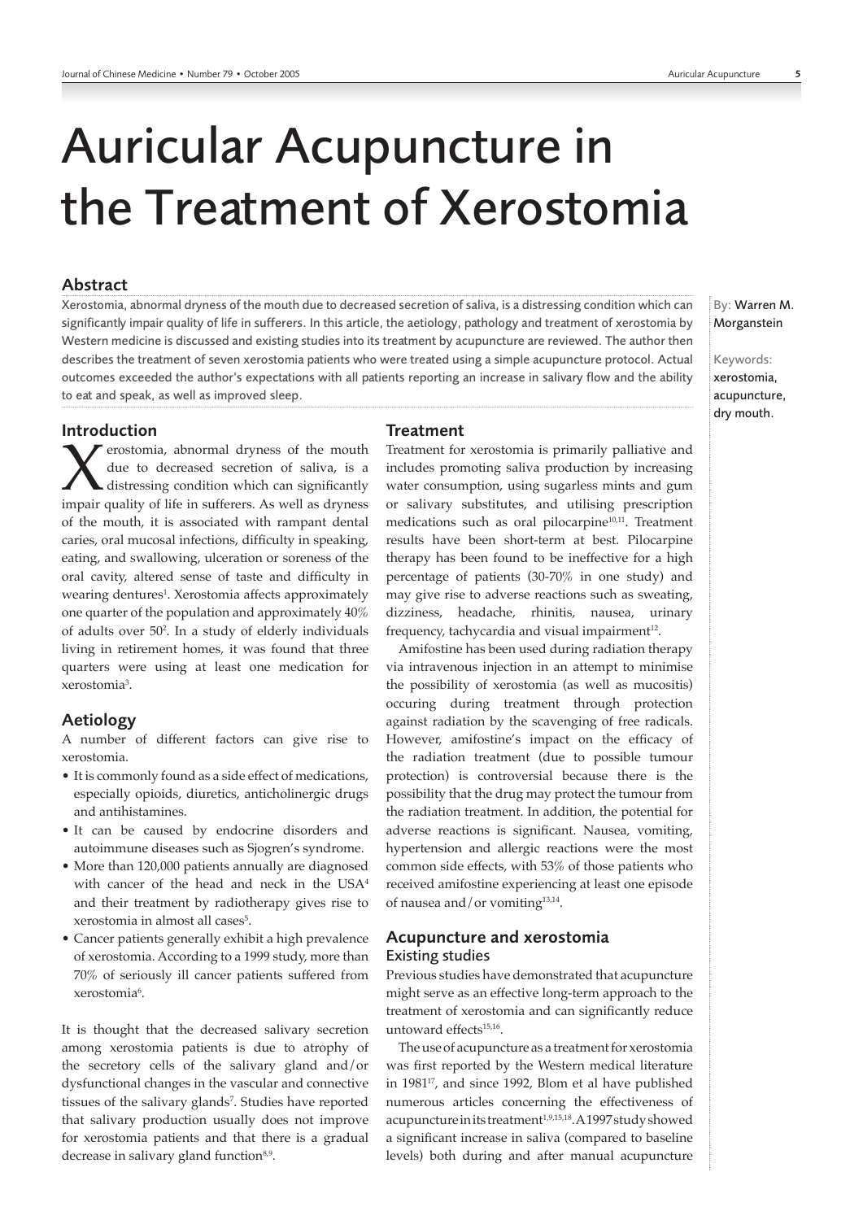# Auricular Acupuncture in the Treatment of Xerostomia

By: Warren M. Morganstein

Keywords: xerostomia, acupuncture, dry mouth.

## Abstract

Xerostomia, abnormal dryness of the mouth due to decreased secretion of saliva, is a distressing condition which can significantly impair quality of life in sufferers. In this article, the aetiology, pathology and treatment of xerostomia by Western medicine is discussed and existing studies into its treatment by acupuncture are reviewed. The author then describes the treatment of seven xerostomia patients who were treated using a simple acupuncture protocol. Actual outcomes exceeded the author's expectations with all patients reporting an increase in salivary flow and the ability to eat and speak, as well as improved sleep.

## Introduction

Xerostomia, abnormal dryness of the mouth due to decreased secretion of saliva, is a distressing condition which can significantly impair quality of life in sufferers. As well as dryness of the mouth, it is associated with rampant dental caries, oral mucosal infections, difficulty in speaking, eating, and swallowing, ulceration or soreness of the oral cavity, altered sense of taste and difficulty in wearing dentures[1]. Xerostomia affects approximately one quarter of the population and approximately 40% of adults over 50[2]. In a study of elderly individuals living in retirement homes, it was found that three quarters were using at least one medication for xerostomia[3].

## Aetiology

A number of different factors can give rise to xerostomia.

- It is commonly found as a side effect of medications, especially opioids, diuretics, anticholinergic drugs and antihistamines.
- It can be caused by endocrine disorders and autoimmune diseases such as Sjogren's syndrome.
- More than 120,000 patients annually are diagnosed with cancer of the head and neck in the USA[4] and their treatment by radiotherapy gives rise to xerostomia in almost all cases[5].
- Cancer patients generally exhibit a high prevalence of xerostomia. According to a 1999 study, more than 70% of seriously ill cancer patients suffered from xerostomia[6].

It is thought that the decreased salivary secretion among xerostomia patients is due to atrophy of the secretory cells of the salivary gland and/or dysfunctional changes in the vascular and connective tissues of the salivary glands[7]. Studies have reported that salivary production usually does not improve for xerostomia patients and that there is a gradual decrease in salivary gland function[8,9].

## Treatment

Treatment for xerostomia is primarily palliative and includes promoting saliva production by increasing water consumption, using sugarless mints and gum or salivary substitutes, and utilising prescription medications such as oral pilocarpine[10,11]. Treatment results have been short-term at best. Pilocarpine therapy has been found to be ineffective for a high percentage of patients (30-70% in one study) and may give rise to adverse reactions such as sweating, dizziness, headache, rhinitis, nausea, urinary frequency, tachycardia and visual impairment[12].

Amifostine has been used during radiation therapy via intravenous injection in an attempt to minimise the possibility of xerostomia (as well as mucositis) occuring during treatment through protection against radiation by the scavenging of free radicals. However, amifostine's impact on the efficacy of the radiation treatment (due to possible tumour protection) is controversial because there is the possibility that the drug may protect the tumour from the radiation treatment. In addition, the potential for adverse reactions is significant. Nausea, vomiting, hypertension and allergic reactions were the most common side effects, with 53% of those patients who received amifostine experiencing at least one episode of nausea and/or vomiting[13,14].

## Acupuncture and xerostomia

### Existing studies

Previous studies have demonstrated that acupuncture might serve as an effective long-term approach to the treatment of xerostomia and can significantly reduce untoward effects[15,16].

The use of acupuncture as a treatment for xerostomia was first reported by the Western medical literature in 1981[17], and since 1992, Blom et al have published numerous articles concerning the effectiveness of acupuncture in its treatment[1,9,15,18]. A 1997 study showed a significant increase in saliva (compared to baseline levels) both during and after manual acupuncture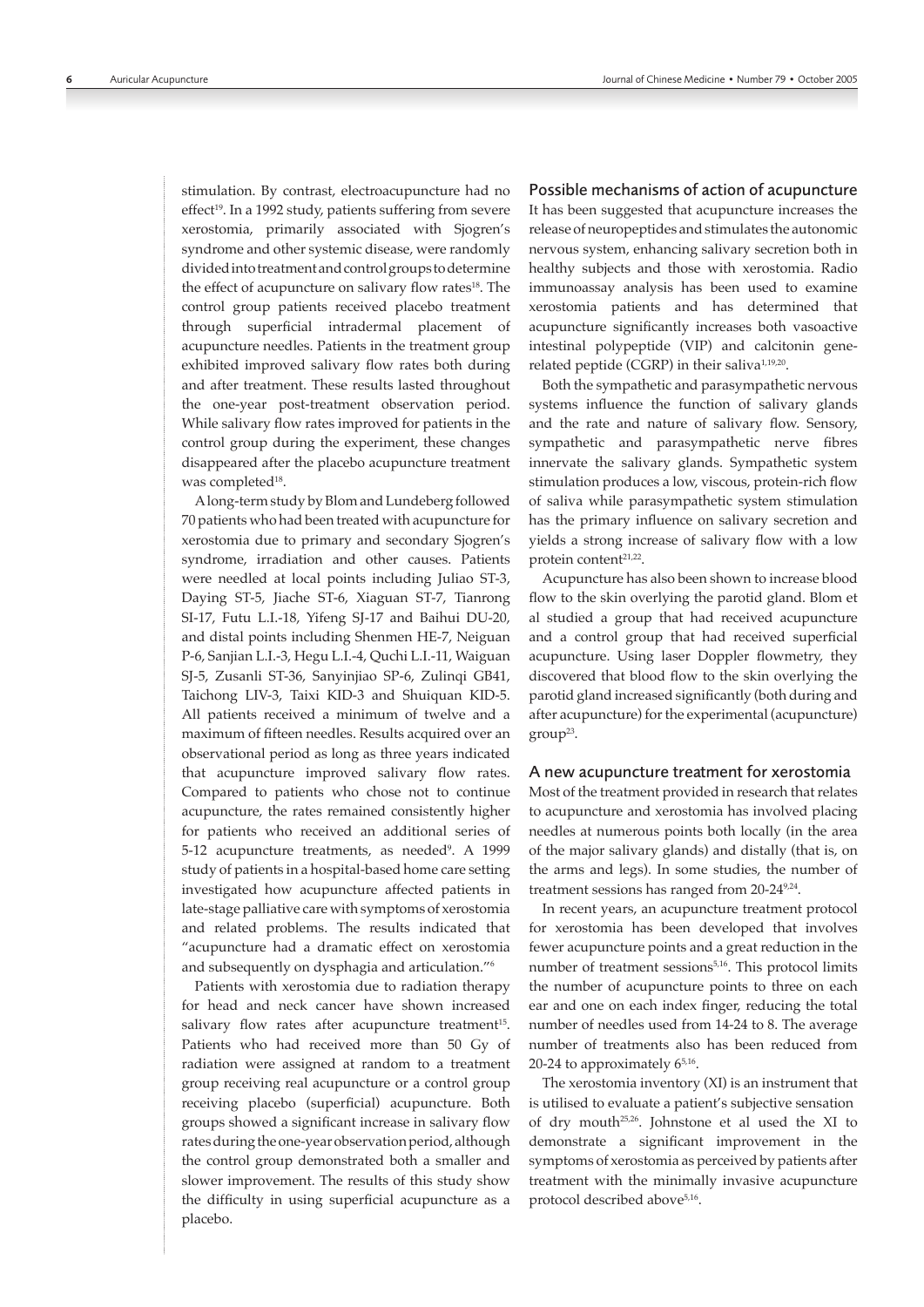stimulation. By contrast, electroacupuncture had no effect[19]. In a 1992 study, patients suffering from severe xerostomia, primarily associated with Sjogren's syndrome and other systemic disease, were randomly divided into treatment and control groups to determine the effect of acupuncture on salivary flow rates[18]. The control group patients received placebo treatment through superficial intradermal placement of acupuncture needles. Patients in the treatment group exhibited improved salivary flow rates both during and after treatment. These results lasted throughout the one-year post-treatment observation period. While salivary flow rates improved for patients in the control group during the experiment, these changes disappeared after the placebo acupuncture treatment was completed[18].

A long-term study by Blom and Lundeberg followed 70 patients who had been treated with acupuncture for xerostomia due to primary and secondary Sjogren's syndrome, irradiation and other causes. Patients were needled at local points including Juliao ST-3, Daying ST-5, Jiache ST-6, Xiaguan ST-7, Tianrong SI-17, Futu L.I.-18, Yifeng SJ-17 and Baihui DU-20, and distal points including Shenmen HE-7, Neiguan P-6, Sanjian L.I.-3, Hegu L.I.-4, Quchi L.I.-11, Waiguan SJ-5, Zusanli ST-36, Sanyinjiao SP-6, Zulinqi GB41, Taichong LIV-3, Taixi KID-3 and Shuiquan KID-5. All patients received a minimum of twelve and a maximum of fifteen needles. Results acquired over an observational period as long as three years indicated that acupuncture improved salivary flow rates. Compared to patients who chose not to continue acupuncture, the rates remained consistently higher for patients who received an additional series of 5-12 acupuncture treatments, as needed[9]. A 1999 study of patients in a hospital-based home care setting investigated how acupuncture affected patients in late-stage palliative care with symptoms of xerostomia and related problems. The results indicated that "acupuncture had a dramatic effect on xerostomia and subsequently on dysphagia and articulation."[6]

Patients with xerostomia due to radiation therapy for head and neck cancer have shown increased salivary flow rates after acupuncture treatment[15]. Patients who had received more than 50 Gy of radiation were assigned at random to a treatment group receiving real acupuncture or a control group receiving placebo (superficial) acupuncture. Both groups showed a significant increase in salivary flow rates during the one-year observation period, although the control group demonstrated both a smaller and slower improvement. The results of this study show the difficulty in using superficial acupuncture as a placebo.

## Possible mechanisms of action of acupuncture

It has been suggested that acupuncture increases the release of neuropeptides and stimulates the autonomic nervous system, enhancing salivary secretion both in healthy subjects and those with xerostomia. Radio immunoassay analysis has been used to examine xerostomia patients and has determined that acupuncture significantly increases both vasoactive intestinal polypeptide (VIP) and calcitonin gene-related peptide (CGRP) in their saliva[1,19,20].

Both the sympathetic and parasympathetic nervous systems influence the function of salivary glands and the rate and nature of salivary flow. Sensory, sympathetic and parasympathetic nerve fibres innervate the salivary glands. Sympathetic system stimulation produces a low, viscous, protein-rich flow of saliva while parasympathetic system stimulation has the primary influence on salivary secretion and yields a strong increase of salivary flow with a low protein content[21,22].

Acupuncture has also been shown to increase blood flow to the skin overlying the parotid gland. Blom et al studied a group that had received acupuncture and a control group that had received superficial acupuncture. Using laser Doppler flowmetry, they discovered that blood flow to the skin overlying the parotid gland increased significantly (both during and after acupuncture) for the experimental (acupuncture) group[23].

## A new acupuncture treatment for xerostomia

Most of the treatment provided in research that relates to acupuncture and xerostomia has involved placing needles at numerous points both locally (in the area of the major salivary glands) and distally (that is, on the arms and legs). In some studies, the number of treatment sessions has ranged from 20-24[9,24].

In recent years, an acupuncture treatment protocol for xerostomia has been developed that involves fewer acupuncture points and a great reduction in the number of treatment sessions[5,16]. This protocol limits the number of acupuncture points to three on each ear and one on each index finger, reducing the total number of needles used from 14-24 to 8. The average number of treatments also has been reduced from 20-24 to approximately 6[5,16].

The xerostomia inventory (XI) is an instrument that is utilised to evaluate a patient's subjective sensation of dry mouth[25,26]. Johnstone et al used the XI to demonstrate a significant improvement in the symptoms of xerostomia as perceived by patients after treatment with the minimally invasive acupuncture protocol described above[5,16].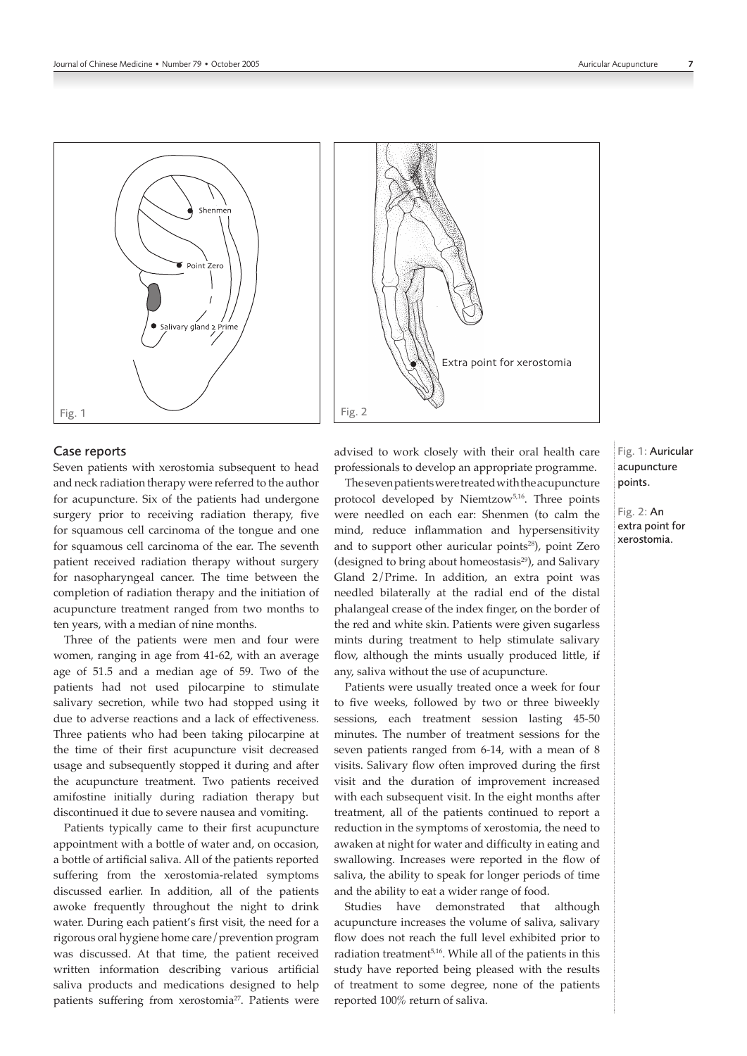Fig. 1: Auricular acupuncture points.

Fig. 2: An extra point for xerostomia.

## Case reports

Seven patients with xerostomia subsequent to head and neck radiation therapy were referred to the author for acupuncture. Six of the patients had undergone surgery prior to receiving radiation therapy, five for squamous cell carcinoma of the tongue and one for squamous cell carcinoma of the ear. The seventh patient received radiation therapy without surgery for nasopharyngeal cancer. The time between the completion of radiation therapy and the initiation of acupuncture treatment ranged from two months to ten years, with a median of nine months.

Three of the patients were men and four were women, ranging in age from 41-62, with an average age of 51.5 and a median age of 59. Two of the patients had not used pilocarpine to stimulate salivary secretion, while two had stopped using it due to adverse reactions and a lack of effectiveness. Three patients who had been taking pilocarpine at the time of their first acupuncture visit decreased usage and subsequently stopped it during and after the acupuncture treatment. Two patients received amifostine initially during radiation therapy but discontinued it due to severe nausea and vomiting.

Patients typically came to their first acupuncture appointment with a bottle of water and, on occasion, a bottle of artificial saliva. All of the patients reported suffering from the xerostomia-related symptoms discussed earlier. In addition, all of the patients awoke frequently throughout the night to drink water. During each patient's first visit, the need for a rigorous oral hygiene home care/prevention program was discussed. At that time, the patient received written information describing various artificial saliva products and medications designed to help patients suffering from xerostomia[27]. Patients were advised to work closely with their oral health care professionals to develop an appropriate programme.

The seven patients were treated with the acupuncture protocol developed by Niemtzow[5,16]. Three points were needled on each ear: Shenmen (to calm the mind, reduce inflammation and hypersensitivity and to support other auricular points[28]), point Zero (designed to bring about homeostasis[29]), and Salivary Gland 2/Prime. In addition, an extra point was needled bilaterally at the radial end of the distal phalangeal crease of the index finger, on the border of the red and white skin. Patients were given sugarless mints during treatment to help stimulate salivary flow, although the mints usually produced little, if any, saliva without the use of acupuncture.

Patients were usually treated once a week for four to five weeks, followed by two or three biweekly sessions, each treatment session lasting 45-50 minutes. The number of treatment sessions for the seven patients ranged from 6-14, with a mean of 8 visits. Salivary flow often improved during the first visit and the duration of improvement increased with each subsequent visit. In the eight months after treatment, all of the patients continued to report a reduction in the symptoms of xerostomia, the need to awaken at night for water and difficulty in eating and swallowing. Increases were reported in the flow of saliva, the ability to speak for longer periods of time and the ability to eat a wider range of food.

Studies have demonstrated that although acupuncture increases the volume of saliva, salivary flow does not reach the full level exhibited prior to radiation treatment[5,16]. While all of the patients in this study have reported being pleased with the results of treatment to some degree, none of the patients reported 100% return of saliva.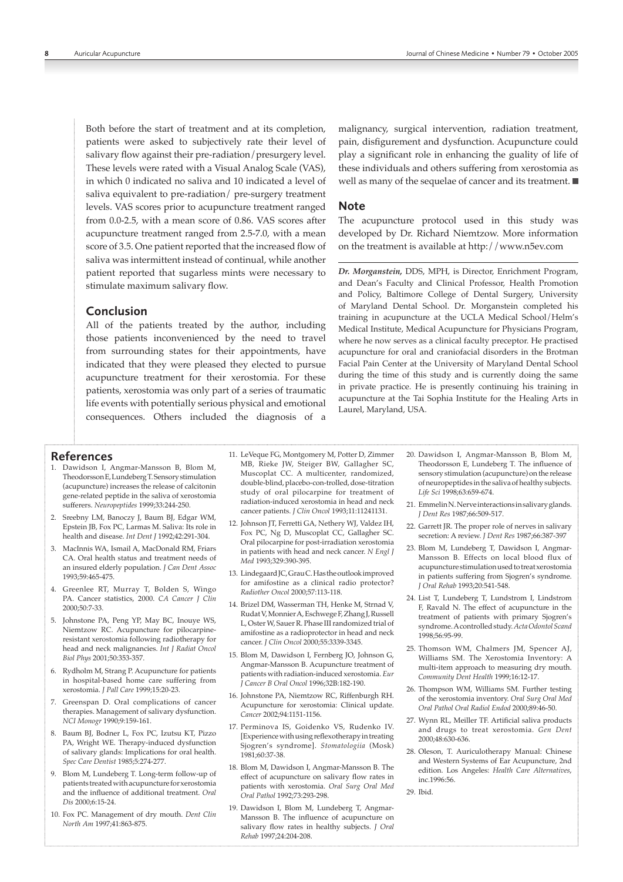Both before the start of treatment and at its completion, patients were asked to subjectively rate their level of salivary flow against their pre-radiation/presurgery level. These levels were rated with a Visual Analog Scale (VAS), in which 0 indicated no saliva and 10 indicated a level of saliva equivalent to pre-radiation/ pre-surgery treatment levels. VAS scores prior to acupuncture treatment ranged from 0.0-2.5, with a mean score of 0.86. VAS scores after acupuncture treatment ranged from 2.5-7.0, with a mean score of 3.5. One patient reported that the increased flow of saliva was intermittent instead of continual, while another patient reported that sugarless mints were necessary to stimulate maximum salivary flow.

## Conclusion

All of the patients treated by the author, including those patients inconvenienced by the need to travel from surrounding states for their appointments, have indicated that they were pleased they elected to pursue acupuncture treatment for their xerostomia. For these patients, xerostomia was only part of a series of traumatic life events with potentially serious physical and emotional consequences. Others included the diagnosis of a malignancy, surgical intervention, radiation treatment, pain, disfigurement and dysfunction. Acupuncture could play a significant role in enhancing the guality of life of these individuals and others suffering from xerostomia as well as many of the sequelae of cancer and its treatment. ■

## Note

The acupuncture protocol used in this study was developed by Dr. Richard Niemtzow. More information on the treatment is available at http://www.n5ev.com

***Dr. Morganstein,*** DDS, MPH, is Director, Enrichment Program, and Dean's Faculty and Clinical Professor, Health Promotion and Policy, Baltimore College of Dental Surgery, University of Maryland Dental School. Dr. Morganstein completed his training in acupuncture at the UCLA Medical School/Helm's Medical Institute, Medical Acupuncture for Physicians Program, where he now serves as a clinical faculty preceptor. He practised acupuncture for oral and craniofacial disorders in the Brotman Facial Pain Center at the University of Maryland Dental School during the time of this study and is currently doing the same in private practice. He is presently continuing his training in acupuncture at the Tai Sophia Institute for the Healing Arts in Laurel, Maryland, USA.

## References

1. Dawidson I, Angmar-Mansson B, Blom M, Theodorsson E, Lundeberg T. Sensory stimulation (acupuncture) increases the release of calcitonin gene-related peptide in the saliva of xerostomia sufferers. *Neuropeptides* 1999;33:244-250.
2. Sreebny LM, Banoczy J, Baum BJ, Edgar WM, Epstein JB, Fox PC, Larmas M. Saliva: Its role in health and disease. *Int Dent J* 1992;42:291-304.
3. MacInnis WA, Ismail A, MacDonald RM, Friars CA. Oral health status and treatment needs of an insured elderly population. *J Can Dent Assoc* 1993;59:465-475.
4. Greenlee RT, Murray T, Bolden S, Wingo PA. Cancer statistics, 2000. *CA Cancer J Clin* 2000;50:7-33.
5. Johnstone PA, Peng YP, May BC, Inouye WS, Niemtzow RC. Acupuncture for pilocarpine-resistant xerostomia following radiotherapy for head and neck malignancies. *Int J Radiat Oncol Biol Phys* 2001;50:353-357.
6. Rydholm M, Strang P. Acupuncture for patients in hospital-based home care suffering from xerostomia. *J Pall Care* 1999;15:20-23.
7. Greenspan D. Oral complications of cancer therapies. Management of salivary dysfunction. *NCI Monogr* 1990;9:159-161.
8. Baum BJ, Bodner L, Fox PC, Izutsu KT, Pizzo PA, Wright WE. Therapy-induced dysfunction of salivary glands: Implications for oral health. *Spec Care Dentist* 1985;5:274-277.
9. Blom M, Lundeberg T. Long-term follow-up of patients treated with acupuncture for xerostomia and the influence of additional treatment. *Oral Dis* 2000;6:15-24.
10. Fox PC. Management of dry mouth. *Dent Clin North Am* 1997;41:863-875.
11. LeVeque FG, Montgomery M, Potter D, Zimmer MB, Rieke JW, Steiger BW, Gallagher SC, Muscoplat CC. A multicenter, randomized, double-blind, placebo-con-trolled, dose-titration study of oral pilocarpine for treatment of radiation-induced xerostomia in head and neck cancer patients. *J Clin Oncol* 1993;11:11241131.
12. Johnson JT, Ferretti GA, Nethery WJ, Valdez IH, Fox PC, Ng D, Muscoplat CC, Gallagher SC. Oral pilocarpine for post-irradiation xerostomia in patients with head and neck cancer. *N Engl J Med* 1993;329:390-395.
13. Lindegaard JC, Grau C. Has the outlook improved for amifostine as a clinical radio protector? *Radiother Oncol* 2000;57:113-118.
14. Brizel DM, Wasserman TH, Henke M, Strnad V, Rudat V, Monnier A, Eschwege F, Zhang J, Russell L, Oster W, Sauer R. Phase III randomized trial of amifostine as a radioprotector in head and neck cancer. *J Clin Oncol* 2000;55:3339-3345.
15. Blom M, Dawidson I, Fernberg JO, Johnson G, Angmar-Mansson B. Acupuncture treatment of patients with radiation-induced xerostomia. *Eur J Cancer B Oral Oncol* 1996;32B:182-190.
16. Johnstone PA, Niemtzow RC, Riffenburgh RH. Acupuncture for xerostomia: Clinical update. *Cancer* 2002;94:1151-1156.
17. Perminova IS, Goidenko VS, Rudenko IV. [Experience with using reflexotherapy in treating Sjogren's syndrome]. *Stomatologiia* (Mosk) 1981;60:37-38.
18. Blom M, Dawidson I, Angmar-Mansson B. The effect of acupuncture on salivary flow rates in patients with xerostomia. *Oral Surg Oral Med Oral Pathol* 1992;73:293-298.
19. Dawidson I, Blom M, Lundeberg T, Angmar-Mansson B. The influence of acupuncture on salivary flow rates in healthy subjects. *J Oral Rehab* 1997;24:204-208.
20. Dawidson I, Angmar-Mansson B, Blom M, Theodorsson E, Lundeberg T. The influence of sensory stimulation (acupuncture) on the release of neuropeptides in the saliva of healthy subjects. *Life Sci* 1998;63:659-674.
21. Emmelin N. Nerve interactions in salivary glands. *J Dent Res* 1987;66:509-517.
22. Garrett JR. The proper role of nerves in salivary secretion: A review. *J Dent Res* 1987;66:387-397
23. Blom M, Lundeberg T, Dawidson I, Angmar-Mansson B. Effects on local blood flux of acupuncture stimulation used to treat xerostomia in patients suffering from Sjogren's syndrome. *J Oral Rehab* 1993;20:541-548.
24. List T, Lundeberg T, Lundstrom I, Lindstrom F, Ravald N. The effect of acupuncture in the treatment of patients with primary Sjogren's syndrome. A controlled study. *Acta Odontol Scand* 1998;56:95-99.
25. Thomson WM, Chalmers JM, Spencer AJ, Williams SM. The Xerostomia Inventory: A multi-item approach to measuring dry mouth. *Community Dent Health* 1999;16:12-17.
26. Thompson WM, Williams SM. Further testing of the xerostomia inventory. *Oral Surg Oral Med Oral Pathol Oral Radiol Endod* 2000;89:46-50.
27. Wynn RL, Meiller TF. Artificial saliva products and drugs to treat xerostomia. *Gen Dent* 2000;48:630-636.
28. Oleson, T. Auriculotherapy Manual: Chinese and Western Systems of Ear Acupuncture, 2nd edition. Los Angeles: *Health Care Alternatives*, inc.1996:56.
29. Ibid.